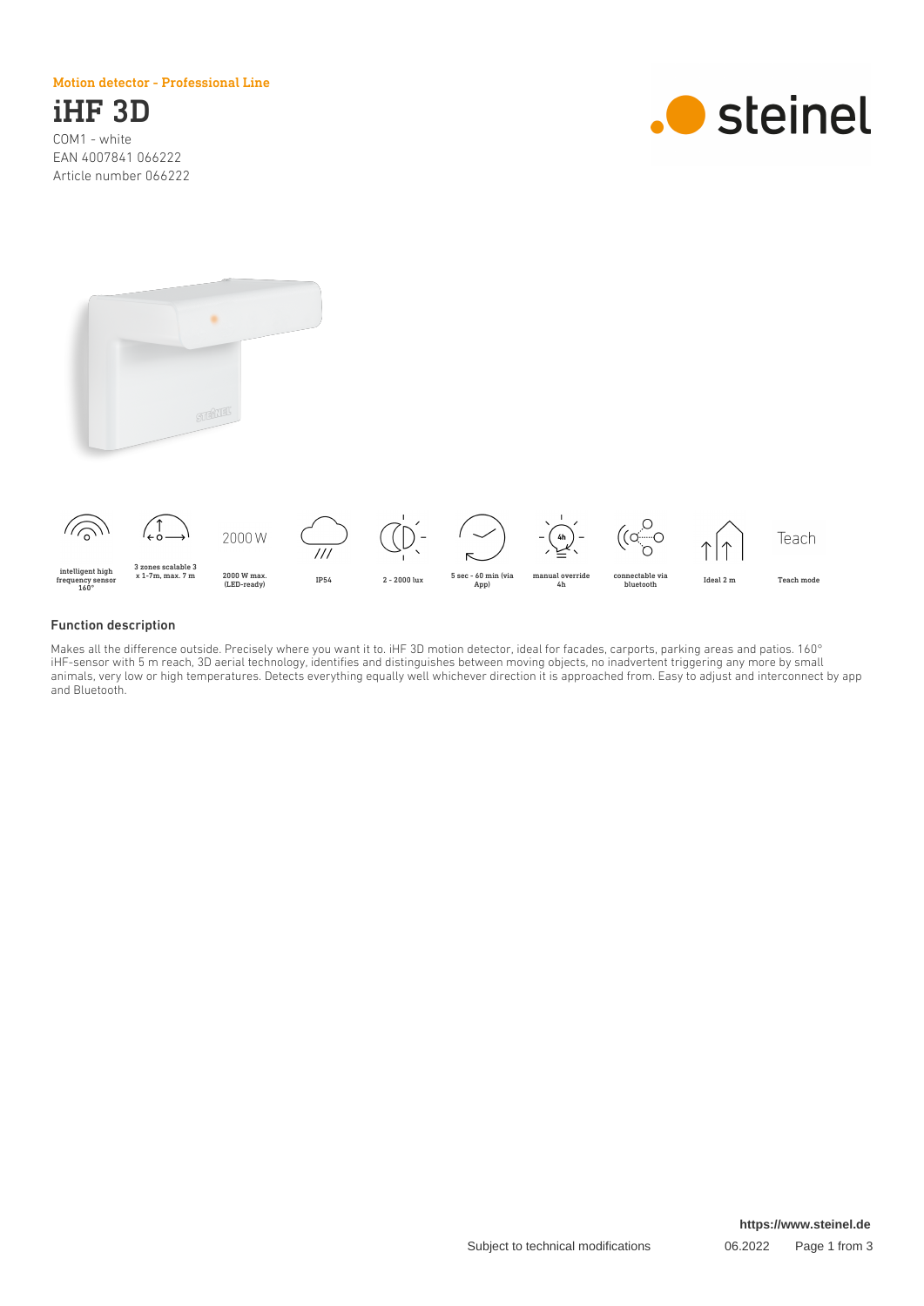Motion detector - Professional Line

# iHF 3D

COM1 - white
EAN 4007841 066222
Article number 066222

steinel

2000 W

Teach

intelligent high frequency sensor 160°

3 zones scalable 3 x 1-7m, max. 7 m

2000 W max. (LED-ready)

IP54

2 - 2000 lux

5 sec - 60 min (via App)

manual override 4h

connectable via bluetooth

Ideal 2 m

Teach mode

## Function description

Makes all the difference outside. Precisely where you want it to. iHF 3D motion detector, ideal for facades, carports, parking areas and patios. 160° iHF-sensor with 5 m reach, 3D aerial technology, identifies and distinguishes between moving objects, no inadvertent triggering any more by small animals, very low or high temperatures. Detects everything equally well whichever direction it is approached from. Easy to adjust and interconnect by app and Bluetooth.

https://www.steinel.de

Subject to technical modifications 06.2022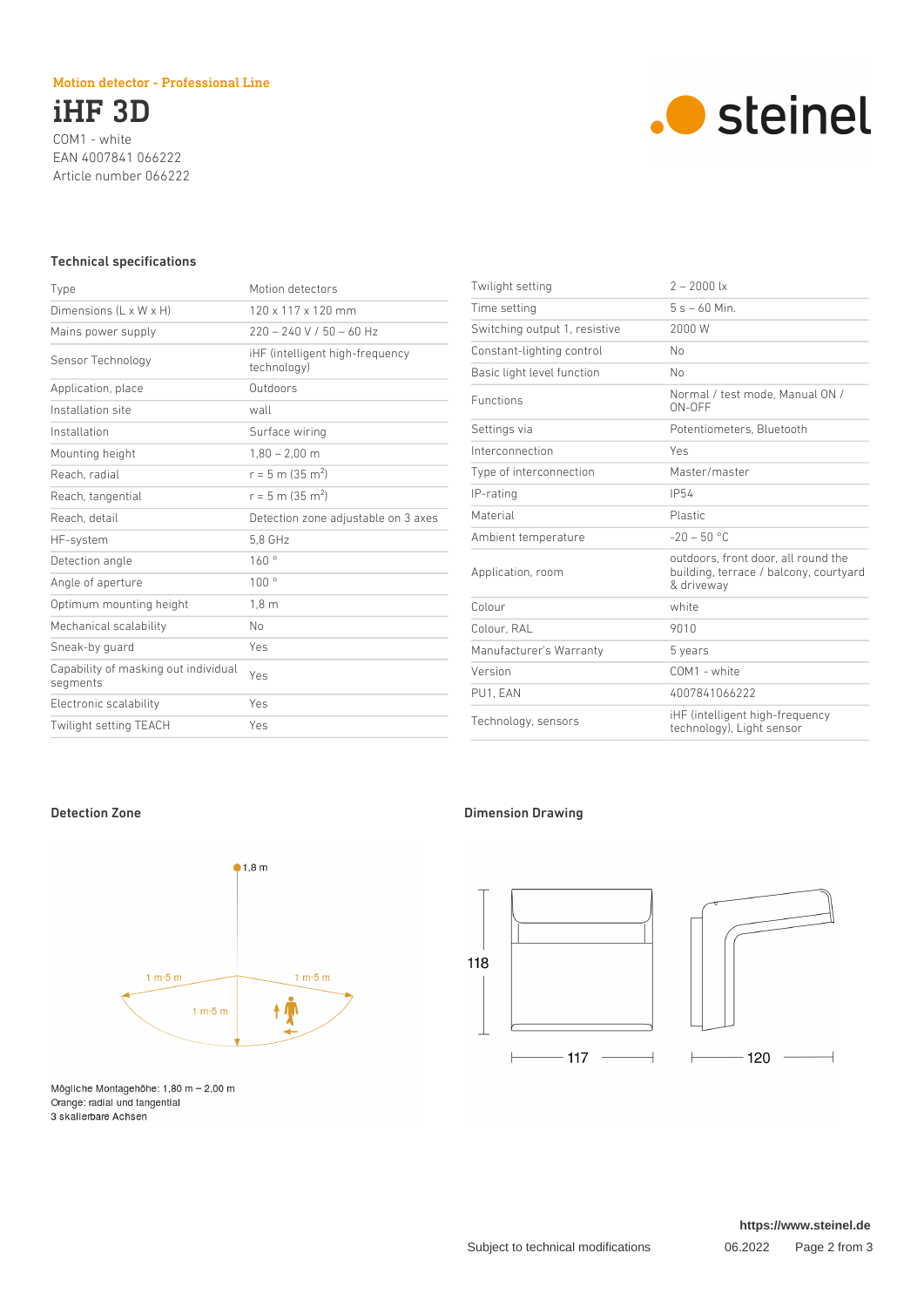Motion detector - Professional Line

# iHF 3D

COM1 - white
EAN 4007841 066222
Article number 066222

steinel

## Technical specifications

| | |
|---|---|
| Type | Motion detectors |
| Dimensions (L x W x H) | 120 x 117 x 120 mm |
| Mains power supply | 220 – 240 V / 50 – 60 Hz |
| Sensor Technology | iHF (intelligent high-frequency technology) |
| Application, place | Outdoors |
| Installation site | wall |
| Installation | Surface wiring |
| Mounting height | 1,80 – 2,00 m |
| Reach, radial | r = 5 m (35 m²) |
| Reach, tangential | r = 5 m (35 m²) |
| Reach, detail | Detection zone adjustable on 3 axes |
| HF-system | 5,8 GHz |
| Detection angle | 160 ° |
| Angle of aperture | 100 ° |
| Optimum mounting height | 1,8 m |
| Mechanical scalability | No |
| Sneak-by guard | Yes |
| Capability of masking out individual segments | Yes |
| Electronic scalability | Yes |
| Twilight setting TEACH | Yes |
| Twilight setting | 2 – 2000 lx |
| Time setting | 5 s – 60 Min. |
| Switching output 1, resistive | 2000 W |
| Constant-lighting control | No |
| Basic light level function | No |
| Functions | Normal / test mode, Manual ON / ON-OFF |
| Settings via | Potentiometers, Bluetooth |
| Interconnection | Yes |
| Type of interconnection | Master/master |
| IP-rating | IP54 |
| Material | Plastic |
| Ambient temperature | -20 – 50 °C |
| Application, room | outdoors, front door, all round the building, terrace / balcony, courtyard & driveway |
| Colour | white |
| Colour, RAL | 9010 |
| Manufacturer's Warranty | 5 years |
| Version | COM1 - white |
| PU1, EAN | 4007841066222 |
| Technology, sensors | iHF (intelligent high-frequency technology), Light sensor |

## Detection Zone

1,8 m
1 m-5 m
1 m-5 m
1 m-5 m

Mögliche Montagehöhe: 1,80 m – 2,00 m
Orange: radial und tangential
3 skalierbare Achsen

## Dimension Drawing

118
117
120

https://www.steinel.de

Subject to technical modifications 06.2022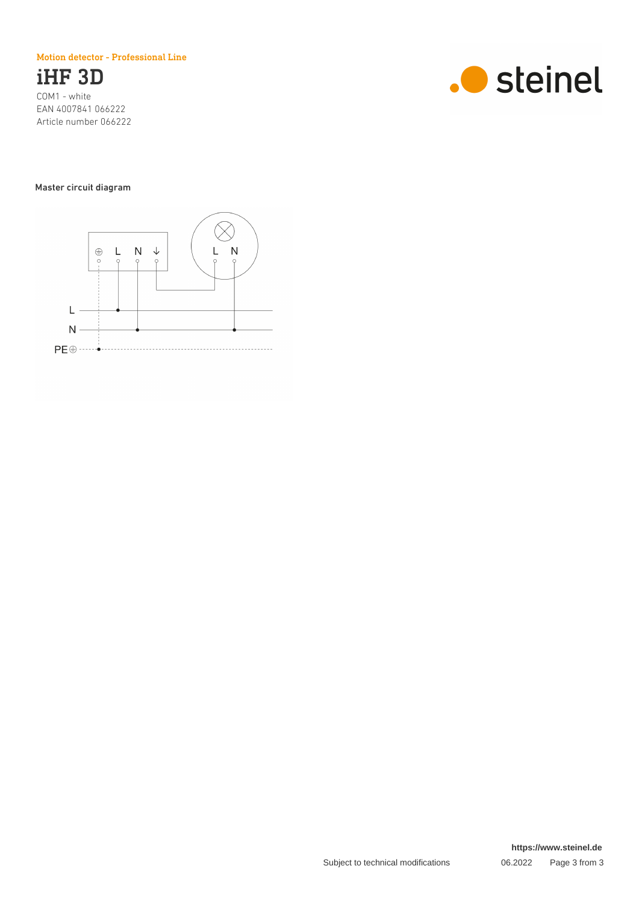Motion detector - Professional Line

# iHF 3D

COM1 - white
EAN 4007841 066222
Article number 066222

## Master circuit diagram

⊕ L N ↓

L N

L

N

PE⊕

https://www.steinel.de

Subject to technical modifications 06.2022